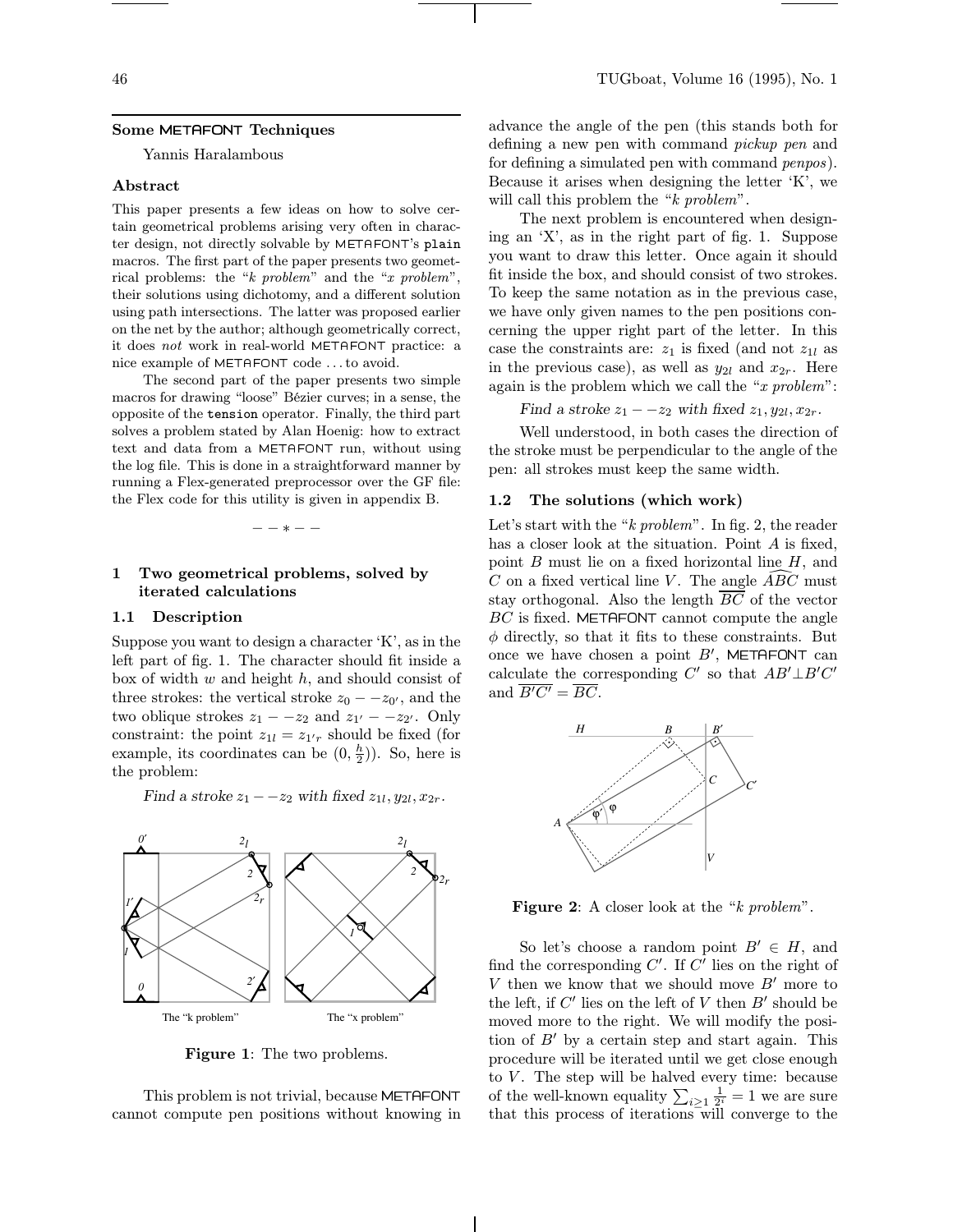## Some METAFONT Techniques

Yannis Haralambous

### Abstract

This paper presents a few ideas on how to solve certain geometrical problems arising very often in character design, not directly solvable by METAFONT's `plain` macros. The first part of the paper presents two geometrical problems: the "*k problem*" and the "*x problem*", their solutions using dichotomy, and a different solution using path intersections. The latter was proposed earlier on the net by the author; although geometrically correct, it does *not* work in real-world METAFONT practice: a nice example of METAFONT code ... to avoid.

The second part of the paper presents two simple macros for drawing "loose" Bézier curves; in a sense, the opposite of the `tension` operator. Finally, the third part solves a problem stated by Alan Hoenig: how to extract text and data from a METAFONT run, without using the log file. This is done in a straightforward manner by running a Flex-generated preprocessor over the GF file: the Flex code for this utility is given in appendix B.

— — * — —

## 1 Two geometrical problems, solved by iterated calculations

### 1.1 Description

Suppose you want to design a character 'K', as in the left part of fig. 1. The character should fit inside a box of width $w$ and height $h$, and should consist of three strokes: the vertical stroke $z_0 - -z_{0'}$, and the two oblique strokes $z_1 - -z_2$ and $z_{1'} - -z_{2'}$. Only constraint: the point $z_{1l} = z_{1'r}$ should be fixed (for example, its coordinates can be $(0, \frac{h}{2})$). So, here is the problem:

*Find a stroke* $z_1 - -z_2$ *with fixed* $z_{1l}, y_{2l}, x_{2r}$.

The "k problem" The "x problem"

**Figure 1**: The two problems.

This problem is not trivial, because METAFONT cannot compute pen positions without knowing in advance the angle of the pen (this stands both for defining a new pen with command *pickup pen* and for defining a simulated pen with command *penpos*). Because it arises when designing the letter 'K', we will call this problem the "*k problem*".

The next problem is encountered when designing an 'X', as in the right part of fig. 1. Suppose you want to draw this letter. Once again it should fit inside the box, and should consist of two strokes. To keep the same notation as in the previous case, we have only given names to the pen positions concerning the upper right part of the letter. In this case the constraints are: $z_1$ is fixed (and not $z_{1l}$ as in the previous case), as well as $y_{2l}$ and $x_{2r}$. Here again is the problem which we call the "*x problem*":

*Find a stroke* $z_1 - -z_2$ *with fixed* $z_1, y_{2l}, x_{2r}$.

Well understood, in both cases the direction of the stroke must be perpendicular to the angle of the pen: all strokes must keep the same width.

### 1.2 The solutions (which work)

Let's start with the "*k problem*". In fig. 2, the reader has a closer look at the situation. Point $A$ is fixed, point $B$ must lie on a fixed horizontal line $H$, and $C$ on a fixed vertical line $V$. The angle $\widehat{ABC}$ must stay orthogonal. Also the length $\overline{BC}$ of the vector $BC$ is fixed. METAFONT cannot compute the angle $\phi$ directly, so that it fits to these constraints. But once we have chosen a point $B'$, METAFONT can calculate the corresponding $C'$ so that $AB' \perp B'C'$ and $\overline{B'C'} = \overline{BC}$.

**Figure 2**: A closer look at the "*k problem*".

So let's choose a random point $B' \in H$, and find the corresponding $C'$. If $C'$ lies on the right of $V$ then we know that we should move $B'$ more to the left, if $C'$ lies on the left of $V$ then $B'$ should be moved more to the right. We will modify the position of $B'$ by a certain step and start again. This procedure will be iterated until we get close enough to $V$. The step will be halved every time: because of the well-known equality $\sum_{i\geq 1} \frac{1}{2^i} = 1$ we are sure that this process of iterations will converge to the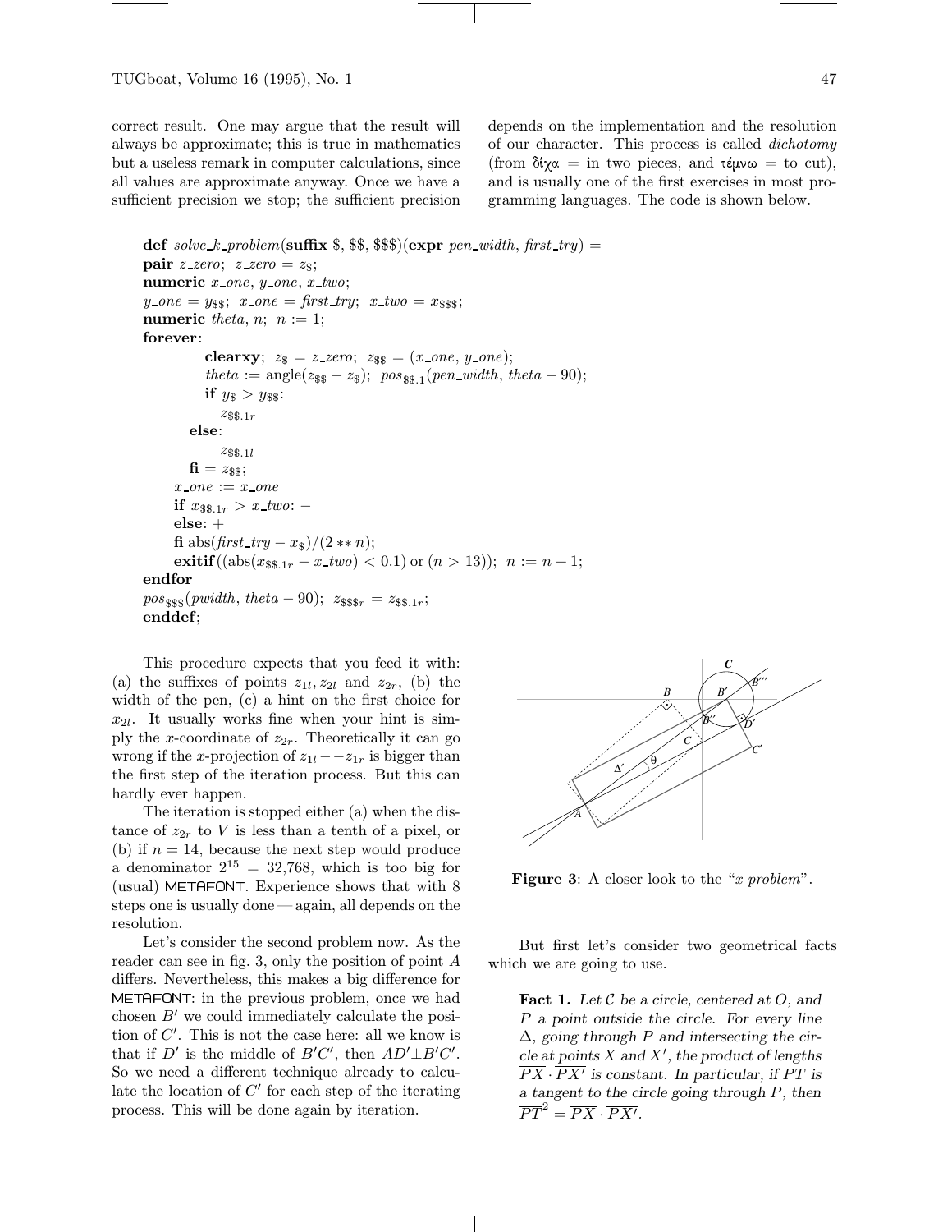correct result. One may argue that the result will always be approximate; this is true in mathematics but a useless remark in computer calculations, since all values are approximate anyway. Once we have a sufficient precision we stop; the sufficient precision depends on the implementation and the resolution of our character. This process is called *dichotomy* (from δίχα = in two pieces, and τέμνω = to cut), and is usually one of the first exercises in most programming languages. The code is shown below.

```
def solve_k_problem(suffix $, $$, $$$)(expr pen_width, first_try) =
pair z_zero; z_zero = z$;
numeric x_one, y_one, x_two;
y_one = y$$; x_one = first_try; x_two = x$$$;
numeric theta, n; n := 1;
forever:
        clearxy; z$ = z_zero; z$$ = (x_one, y_one);
        theta := angle(z$$ - z$); pos$$.1(pen_width, theta - 90);
        if y$ > y$$:
            z$$.1r
        else:
            z$$.1l
        fi = z$$;
    x_one := x_one
    if x$$.1r > x_two: -
    else: +
    fi abs(first_try - x$)/(2 ** n);
    exitif ((abs(x$$.1r - x_two) < 0.1) or (n > 13)); n := n + 1;
endfor
pos$$$(pwidth, theta - 90); z$$$r = z$$.1r;
enddef;
```

This procedure expects that you feed it with: (a) the suffixes of points $z_{1l}, z_{2l}$ and $z_{2r}$, (b) the width of the pen, (c) a hint on the first choice for $x_{2l}$. It usually works fine when your hint is simply the $x$-coordinate of $z_{2r}$. Theoretically it can go wrong if the $x$-projection of $z_{1l} - -z_{1r}$ is bigger than the first step of the iteration process. But this can hardly ever happen.

The iteration is stopped either (a) when the distance of $z_{2r}$ to $V$ is less than a tenth of a pixel, or (b) if $n = 14$, because the next step would produce a denominator $2^{15} = 32{,}768$, which is too big for (usual) METAFONT. Experience shows that with 8 steps one is usually done — again, all depends on the resolution.

Let's consider the second problem now. As the reader can see in fig. 3, only the position of point $A$ differs. Nevertheless, this makes a big difference for METAFONT: in the previous problem, once we had chosen $B'$ we could immediately calculate the position of $C'$. This is not the case here: all we know is that if $D'$ is the middle of $B'C'$, then $AD' \perp B'C'$. So we need a different technique already to calculate the location of $C'$ for each step of the iterating process. This will be done again by iteration.

**Figure 3**: A closer look to the "*x problem*".

But first let's consider two geometrical facts which we are going to use.

> **Fact 1.** *Let $\mathcal{C}$ be a circle, centered at $O$, and $P$ a point outside the circle. For every line $\Delta$, going through $P$ and intersecting the circle at points $X$ and $X'$, the product of lengths $\overline{PX} \cdot \overline{PX'}$ is constant. In particular, if $PT$ is a tangent to the circle going through $P$, then $\overline{PT}^2 = \overline{PX} \cdot \overline{PX'}$.*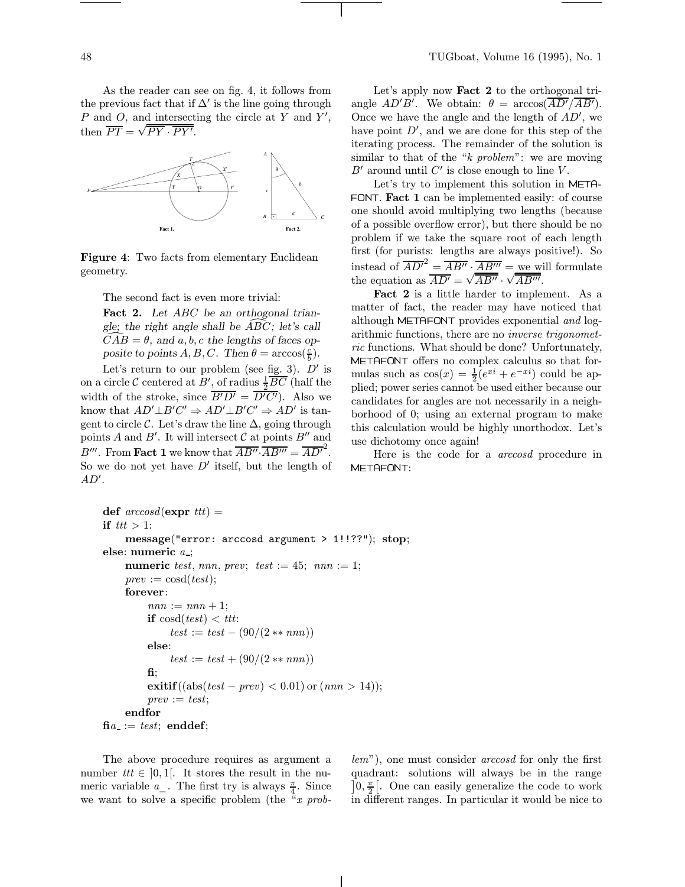As the reader can see on fig. 4, it follows from the previous fact that if $\Delta'$ is the line going through $P$ and $O$, and intersecting the circle at $Y$ and $Y'$, then $\overline{PT} = \sqrt{\overline{PY} \cdot \overline{PY'}}$.

**Figure 4**: Two facts from elementary Euclidean geometry.

The second fact is even more trivial:

**Fact 2.** *Let $ABC$ be an orthogonal triangle; the right angle shall be $\widehat{ABC}$; let's call $\widehat{CAB} = \theta$, and $a, b, c$ the lengths of faces opposite to points $A, B, C$. Then $\theta = \arccos(\frac{c}{b})$.*

Let's return to our problem (see fig. 3). $D'$ is on a circle $\mathcal{C}$ centered at $B'$, of radius $\frac{1}{2}\overline{BC}$ (half the width of the stroke, since $\overline{B'D'} = \overline{D'C'}$). Also we know that $AD' \perp B'C' \Rightarrow AD' \perp B'C' \Rightarrow AD'$ is tangent to circle $\mathcal{C}$. Let's draw the line $\Delta$, going through points $A$ and $B'$. It will intersect $\mathcal{C}$ at points $B''$ and $B'''$. From **Fact 1** we know that $\overline{AB''} \cdot \overline{AB'''} = \overline{AD'}^2$. So we do not yet have $D'$ itself, but the length of $AD'$.

Let's apply now **Fact 2** to the orthogonal triangle $AD'B'$. We obtain: $\theta = \arccos(\overline{AD'}/\overline{AB'})$. Once we have the angle and the length of $AD'$, we have point $D'$, and we are done for this step of the iterating process. The remainder of the solution is similar to that of the "*k problem*": we are moving $B'$ around until $C'$ is close enough to line $V$.

Let's try to implement this solution in METAFONT. **Fact 1** can be implemented easily: of course one should avoid multiplying two lengths (because of a possible overflow error), but there should be no problem if we take the square root of each length first (for purists: lengths are always positive!). So instead of $\overline{AD'}^2 = \overline{AB''} \cdot \overline{AB'''}$ = we will formulate the equation as $\overline{AD'} = \sqrt{\overline{AB''}} \cdot \sqrt{\overline{AB'''}}$.

**Fact 2** is a little harder to implement. As a matter of fact, the reader may have noticed that although METAFONT provides exponential *and* logarithmic functions, there are no *inverse trigonometric* functions. What should be done? Unfortunately, METAFONT offers no complex calculus so that formulas such as $\cos(x) = \frac{1}{2}(e^{xi} + e^{-xi})$ could be applied; power series cannot be used either because our candidates for angles are not necessarily in a neighborhood of 0; using an external program to make this calculation would be highly unorthodox. Let's use dichotomy once again!

Here is the code for a *arccosd* procedure in METAFONT:

```
def arccosd(expr ttt) =
if ttt > 1:
    message("error: arccosd argument > 1!!??"); stop;
else: numeric a_;
    numeric test, nnn, prev; test := 45; nnn := 1;
    prev := cosd(test);
    forever:
        nnn := nnn + 1;
        if cosd(test) < ttt:
            test := test - (90/(2 ** nnn))
        else:
            test := test + (90/(2 ** nnn))
        fi;
        exitif((abs(test - prev) < 0.01) or (nnn > 14));
        prev := test;
    endfor
fia_ := test; enddef;
```

The above procedure requires as argument a number $ttt \in \,]0, 1[$. It stores the result in the numeric variable $a\_$. The first try is always $\frac{\pi}{4}$. Since we want to solve a specific problem (the "*x problem*"), one must consider *arccosd* for only the first quadrant: solutions will always be in the range $\left]0, \frac{\pi}{2}\right[$. One can easily generalize the code to work in different ranges. In particular it would be nice to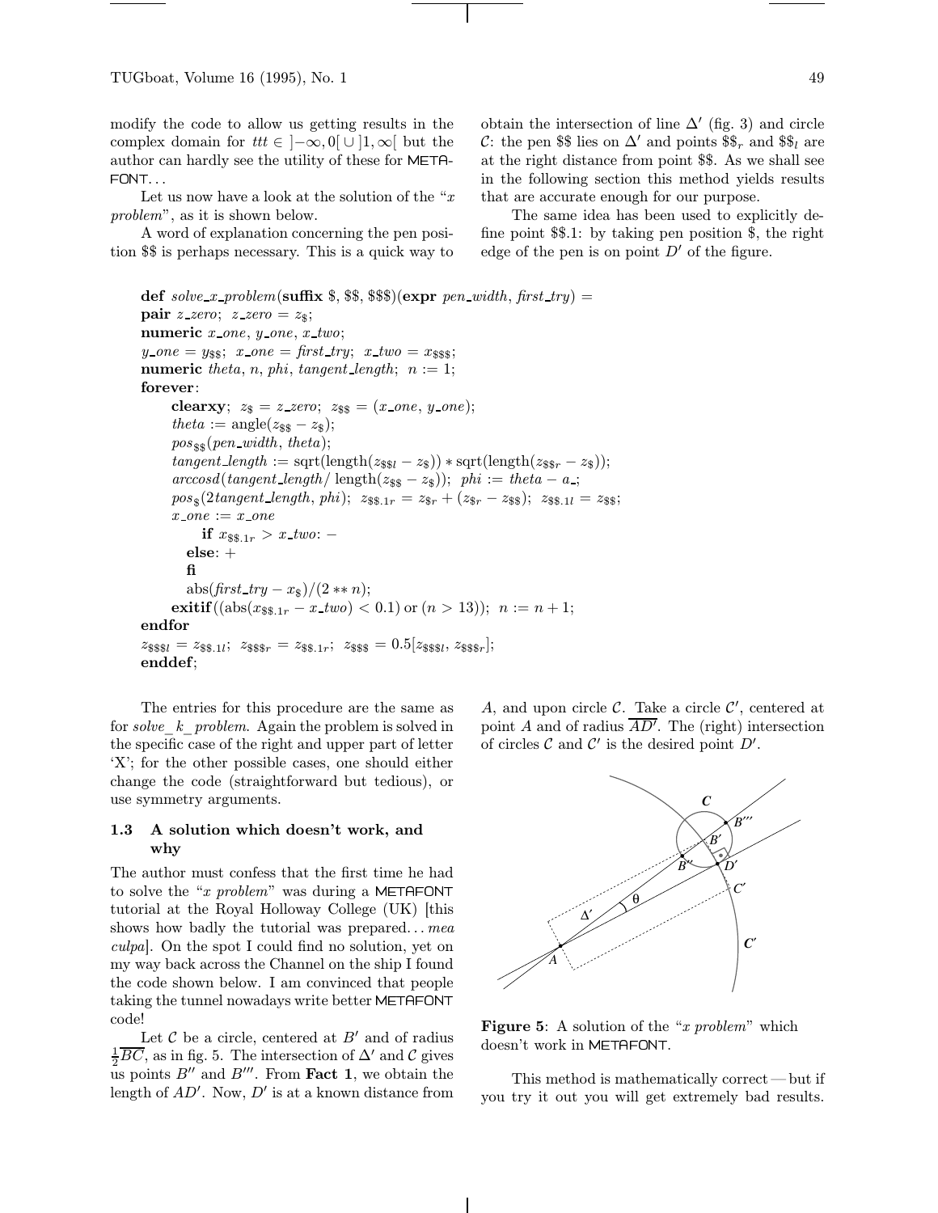modify the code to allow us getting results in the complex domain for $ttt \in\ ]-\infty, 0[\ \cup\ ]1, \infty[$ but the author can hardly see the utility of these for METAFONT...

Let us now have a look at the solution of the "*x problem*", as it is shown below.

A word of explanation concerning the pen position $$ is perhaps necessary. This is a quick way to obtain the intersection of line $\Delta'$ (fig. 3) and circle $\mathcal{C}$: the pen $$ lies on $\Delta'$ and points $\$\$_r$ and $\$\$_l$ are at the right distance from point $$. As we shall see in the following section this method yields results that are accurate enough for our purpose.

The same idea has been used to explicitly define point $$.1: by taking pen position $, the right edge of the pen is on point $D'$ of the figure.

```
def solve_x_problem(suffix $, $$, $$$)(expr pen_width, first_try) =
pair z_zero; z_zero = z$;
numeric x_one, y_one, x_two;
y_one = y$$; x_one = first_try; x_two = x$$$;
numeric theta, n, phi, tangent_length; n := 1;
forever:
    clearxy; z$ = z_zero; z$$ = (x_one, y_one);
    theta := angle(z$$ - z$);
    pos$$(pen_width, theta);
    tangent_length := sqrt(length(z$$l - z$)) * sqrt(length(z$$r - z$));
    arccosd(tangent_length/ length(z$$ - z$)); phi := theta - a_;
    pos$(2tangent_length, phi); z$$.1r = z$r + (z$r - z$$); z$$.1l = z$$;
    x_one := x_one
        if x$$.1r > x_two: -
      else: +
      fi
      abs(first_try - x$)/(2 ** n);
    exitif((abs(x$$.1r - x_two) < 0.1) or (n > 13)); n := n + 1;
endfor
z$$$l = z$$.1l; z$$$r = z$$.1r; z$$$ = 0.5[z$$$l, z$$$r];
enddef;
```

The entries for this procedure are the same as for *solve_k_problem*. Again the problem is solved in the specific case of the right and upper part of letter 'X'; for the other possible cases, one should either change the code (straightforward but tedious), or use symmetry arguments.

### 1.3 A solution which doesn't work, and why

The author must confess that the first time he had to solve the "*x problem*" was during a METAFONT tutorial at the Royal Holloway College (UK) [this shows how badly the tutorial was prepared... *mea culpa*]. On the spot I could find no solution, yet on my way back across the Channel on the ship I found the code shown below. I am convinced that people taking the tunnel nowadays write better METAFONT code!

Let $\mathcal{C}$ be a circle, centered at $B'$ and of radius $\frac{1}{2}\overline{BC}$, as in fig. 5. The intersection of $\Delta'$ and $\mathcal{C}$ gives us points $B''$ and $B'''$. From **Fact 1**, we obtain the length of $AD'$. Now, $D'$ is at a known distance from $A$, and upon circle $\mathcal{C}$. Take a circle $\mathcal{C}'$, centered at point $A$ and of radius $\overline{AD'}$. The (right) intersection of circles $\mathcal{C}$ and $\mathcal{C}'$ is the desired point $D'$.

**Figure 5**: A solution of the "*x problem*" which doesn't work in METAFONT.

This method is mathematically correct — but if you try it out you will get extremely bad results.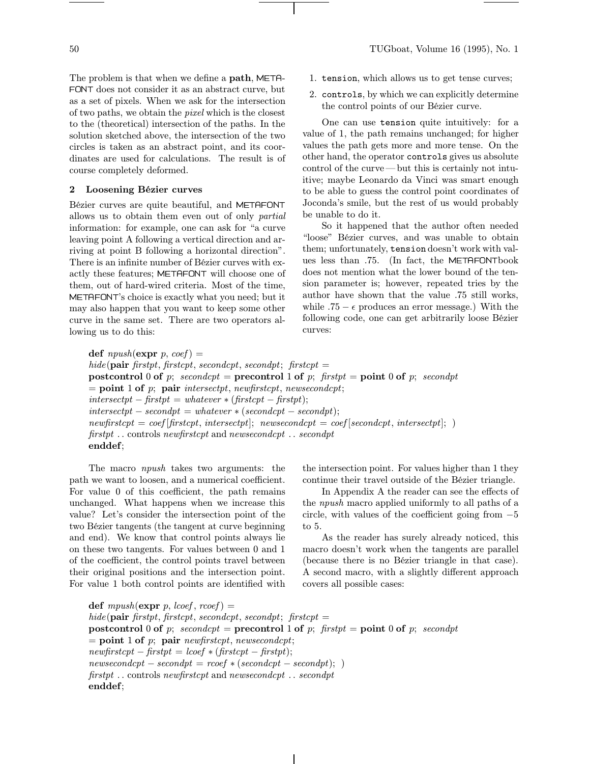The problem is that when we define a **path**, METAFONT does not consider it as an abstract curve, but as a set of pixels. When we ask for the intersection of two paths, we obtain the *pixel* which is the closest to the (theoretical) intersection of the paths. In the solution sketched above, the intersection of the two circles is taken as an abstract point, and its coordinates are used for calculations. The result is of course completely deformed.

## 2 Loosening Bézier curves

Bézier curves are quite beautiful, and METAFONT allows us to obtain them even out of only *partial* information: for example, one can ask for "a curve leaving point A following a vertical direction and arriving at point B following a horizontal direction". There is an infinite number of Bézier curves with exactly these features; METAFONT will choose one of them, out of hard-wired criteria. Most of the time, METAFONT's choice is exactly what you need; but it may also happen that you want to keep some other curve in the same set. There are two operators allowing us to do this:

1. `tension`, which allows us to get tense curves;
2. `controls`, by which we can explicitly determine the control points of our Bézier curve.

One can use `tension` quite intuitively: for a value of 1, the path remains unchanged; for higher values the path gets more and more tense. On the other hand, the operator `controls` gives us absolute control of the curve — but this is certainly not intuitive; maybe Leonardo da Vinci was smart enough to be able to guess the control point coordinates of Joconda's smile, but the rest of us would probably be unable to do it.

So it happened that the author often needed "loose" Bézier curves, and was unable to obtain them; unfortunately, `tension` doesn't work with values less than .75. (In fact, the METAFONTbook does not mention what the lower bound of the tension parameter is; however, repeated tries by the author have shown that the value .75 still works, while $.75 - \epsilon$ produces an error message.) With the following code, one can get arbitrarily loose Bézier curves:

```
def npush(expr p, coef) =
hide(pair firstpt, firstcpt, secondcpt, secondpt; firstcpt =
postcontrol 0 of p; secondcpt = precontrol 1 of p; firstpt = point 0 of p; secondpt
= point 1 of p; pair intersectpt, newfirstcpt, newsecondcpt;
intersectpt - firstpt = whatever * (firstcpt - firstpt);
intersectpt - secondpt = whatever * (secondcpt - secondpt);
newfirstcpt = coef[firstcpt, intersectpt]; newsecondcpt = coef[secondcpt, intersectpt]; )
firstpt .. controls newfirstcpt and newsecondcpt .. secondpt
enddef;
```

The macro *npush* takes two arguments: the path we want to loosen, and a numerical coefficient. For value 0 of this coefficient, the path remains unchanged. What happens when we increase this value? Let's consider the intersection point of the two Bézier tangents (the tangent at curve beginning and end). We know that control points always lie on these two tangents. For values between 0 and 1 of the coefficient, the control points travel between their original positions and the intersection point. For value 1 both control points are identified with the intersection point. For values higher than 1 they continue their travel outside of the Bézier triangle.

In Appendix A the reader can see the effects of the *npush* macro applied uniformly to all paths of a circle, with values of the coefficient going from $-5$ to 5.

As the reader has surely already noticed, this macro doesn't work when the tangents are parallel (because there is no Bézier triangle in that case). A second macro, with a slightly different approach covers all possible cases:

```
def mpush(expr p, lcoef, rcoef) =
hide(pair firstpt, firstcpt, secondcpt, secondpt; firstcpt =
postcontrol 0 of p; secondcpt = precontrol 1 of p; firstpt = point 0 of p; secondpt
= point 1 of p; pair newfirstcpt, newsecondcpt;
newfirstcpt - firstpt = lcoef * (firstcpt - firstpt);
newsecondcpt - secondpt = rcoef * (secondcpt - secondpt); )
firstpt .. controls newfirstcpt and newsecondcpt .. secondpt
enddef;
```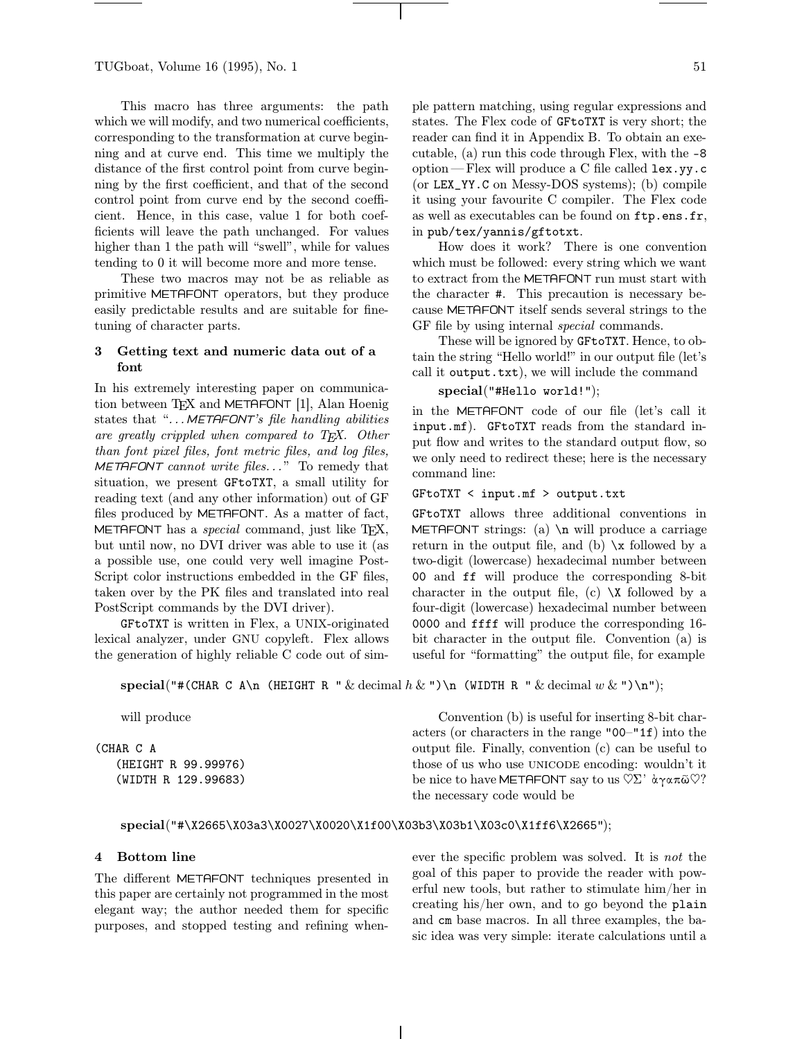This macro has three arguments: the path which we will modify, and two numerical coefficients, corresponding to the transformation at curve beginning and at curve end. This time we multiply the distance of the first control point from curve beginning by the first coefficient, and that of the second control point from curve end by the second coefficient. Hence, in this case, value 1 for both coefficients will leave the path unchanged. For values higher than 1 the path will "swell", while for values tending to 0 it will become more and more tense.

These two macros may not be as reliable as primitive METAFONT operators, but they produce easily predictable results and are suitable for fine-tuning of character parts.

## 3 Getting text and numeric data out of a font

In his extremely interesting paper on communication between TEX and METAFONT [1], Alan Hoenig states that "*... METAFONT's file handling abilities are greatly crippled when compared to TEX. Other than font pixel files, font metric files, and log files, METAFONT cannot write files...*" To remedy that situation, we present GFtoTXT, a small utility for reading text (and any other information) out of GF files produced by METAFONT. As a matter of fact, METAFONT has a *special* command, just like TEX, but until now, no DVI driver was able to use it (as a possible use, one could very well imagine PostScript color instructions embedded in the GF files, taken over by the PK files and translated into real PostScript commands by the DVI driver).

GFtoTXT is written in Flex, a UNIX-originated lexical analyzer, under GNU copyleft. Flex allows the generation of highly reliable C code out of simple pattern matching, using regular expressions and states. The Flex code of GFtoTXT is very short; the reader can find it in Appendix B. To obtain an executable, (a) run this code through Flex, with the `-8` option — Flex will produce a C file called `lex.yy.c` (or `LEX_YY.C` on Messy-DOS systems); (b) compile it using your favourite C compiler. The Flex code as well as executables can be found on `ftp.ens.fr`, in `pub/tex/yannis/gftotxt`.

How does it work? There is one convention which must be followed: every string which we want to extract from the METAFONT run must start with the character `#`. This precaution is necessary because METAFONT itself sends several strings to the GF file by using internal *special* commands.

These will be ignored by GFtoTXT. Hence, to obtain the string "Hello world!" in our output file (let's call it `output.txt`), we will include the command

```
special("#Hello world!");
```

in the METAFONT code of our file (let's call it `input.mf`). GFtoTXT reads from the standard input flow and writes to the standard output flow, so we only need to redirect these; here is the necessary command line:

```
GFtoTXT < input.mf > output.txt
```

GFtoTXT allows three additional conventions in METAFONT strings: (a) `\n` will produce a carriage return in the output file, and (b) `\x` followed by a two-digit (lowercase) hexadecimal number between `00` and `ff` will produce the corresponding 8-bit character in the output file, (c) `\X` followed by a four-digit (lowercase) hexadecimal number between `0000` and `ffff` will produce the corresponding 16-bit character in the output file. Convention (a) is useful for "formatting" the output file, for example

```
special("#(CHAR C A\n (HEIGHT R " & decimal h & ")\n (WIDTH R " & decimal w & ")\n");
```

will produce

```
(CHAR C A
   (HEIGHT R 99.99976)
   (WIDTH R 129.99683)
```

Convention (b) is useful for inserting 8-bit characters (or characters in the range `"00`–`"1f`) into the output file. Finally, convention (c) can be useful to those of us who use UNICODE encoding: wouldn't it be nice to have METAFONT say to us ♡Σ' ἀγαπῶ♡? the necessary code would be

```
special("#\X2665\X03a3\X0027\X0020\X1f00\X03b3\X03b1\X03c0\X1ff6\X2665");
```

## 4 Bottom line

The different METAFONT techniques presented in this paper are certainly not programmed in the most elegant way; the author needed them for specific purposes, and stopped testing and refining whenever the specific problem was solved. It is *not* the goal of this paper to provide the reader with powerful new tools, but rather to stimulate him/her in creating his/her own, and to go beyond the `plain` and `cm` base macros. In all three examples, the basic idea was very simple: iterate calculations until a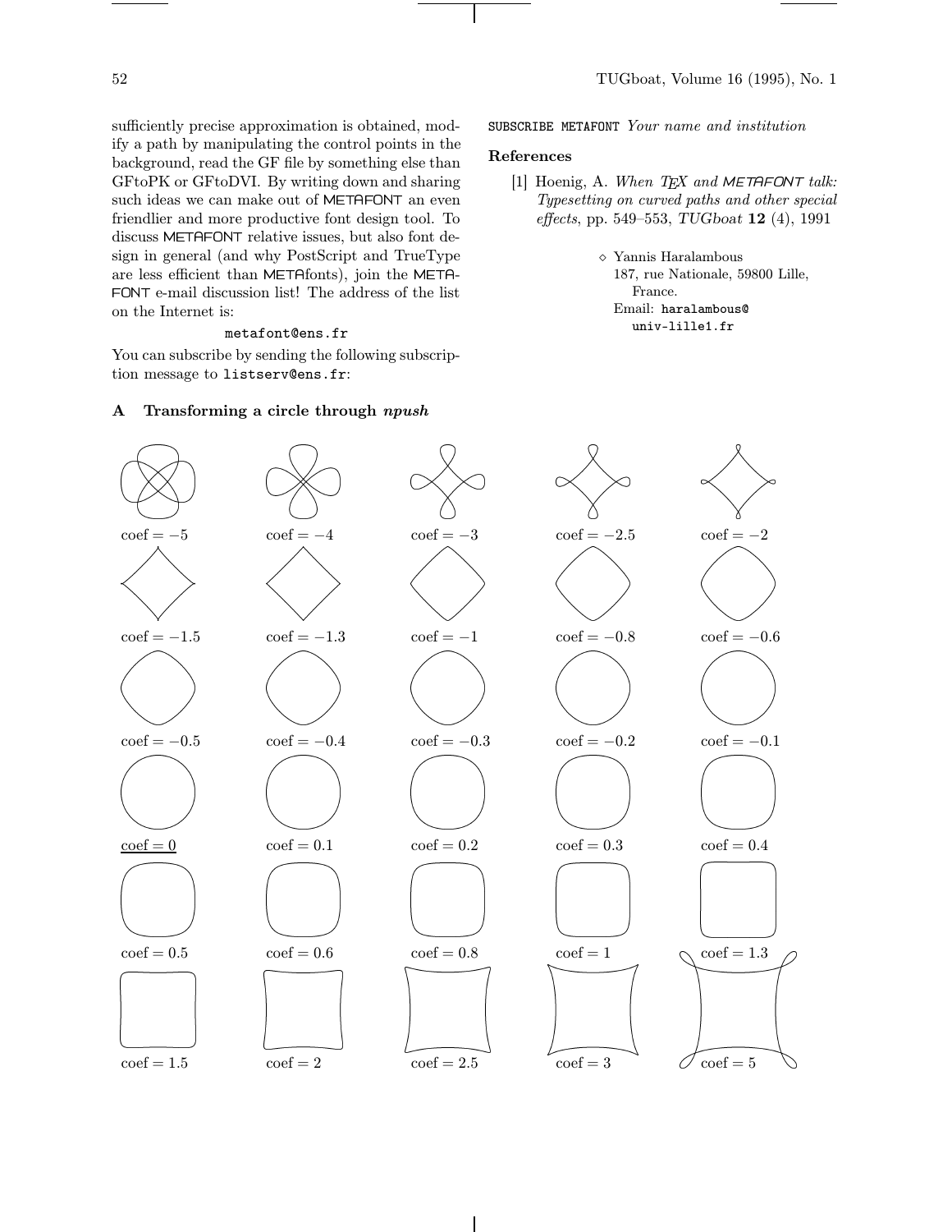sufficiently precise approximation is obtained, modify a path by manipulating the control points in the background, read the GF file by something else than GFtoPK or GFtoDVI. By writing down and sharing such ideas we can make out of METAFONT an even friendlier and more productive font design tool. To discuss METAFONT relative issues, but also font design in general (and why PostScript and TrueType are less efficient than METAfonts), join the METAFONT e-mail discussion list! The address of the list on the Internet is:

`metafont@ens.fr`

You can subscribe by sending the following subscription message to `listserv@ens.fr`:

`SUBSCRIBE METAFONT` *Your name and institution*

## References

[1] Hoenig, A. *When TEX and METAFONT talk: Typesetting on curved paths and other special effects*, pp. 549–553, *TUGboat* **12** (4), 1991

◇ Yannis Haralambous
187, rue Nationale, 59800 Lille, France.
Email: `haralambous@univ-lille1.fr`

## A Transforming a circle through *npush*

coef $= -5$ coef $= -4$ coef $= -3$ coef $= -2.5$ coef $= -2$

coef $= -1.5$ coef $= -1.3$ coef $= -1$ coef $= -0.8$ coef $= -0.6$

coef $= -0.5$ coef $= -0.4$ coef $= -0.3$ coef $= -0.2$ coef $= -0.1$

coef $= 0$ coef $= 0.1$ coef $= 0.2$ coef $= 0.3$ coef $= 0.4$

coef $= 0.5$ coef $= 0.6$ coef $= 0.8$ coef $= 1$ coef $= 1.3$

coef $= 1.5$ coef $= 2$ coef $= 2.5$ coef $= 3$ coef $= 5$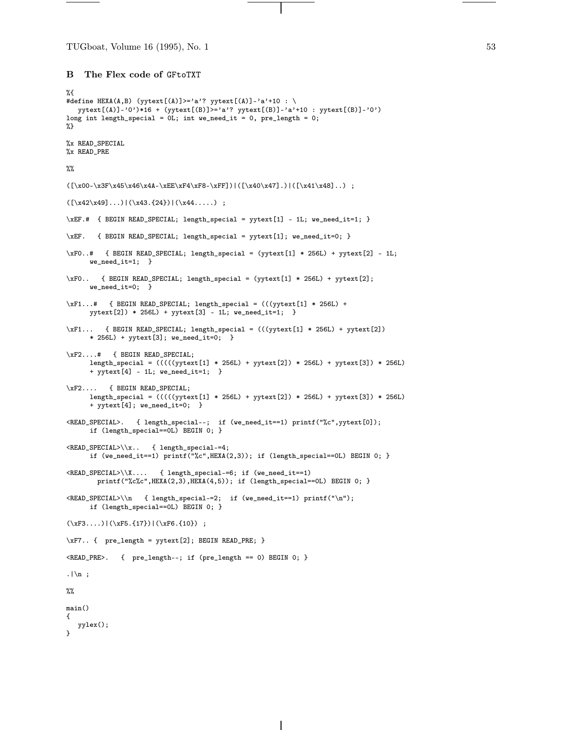## B The Flex code of GFtoTXT

```
%{
#define HEXA(A,B) (yytext[(A)]>='a'? yytext[(A)]-'a'+10 : \
   yytext[(A)]-'0')*16 + (yytext[(B)]>='a'? yytext[(B)]-'a'+10 : yytext[(B)]-'0')
long int length_special = 0L; int we_need_it = 0, pre_length = 0;
%}

%x READ_SPECIAL
%x READ_PRE

%%

([\x00-\x3F\x45\x46\x4A-\xEE\xF4\xF8-\xFF])|([\x40\x47].)|([\x41\x48]..) ;

([\x42\x49]...)|(\x43.{24})|(\x44.....) ;

\xEF.#  { BEGIN READ_SPECIAL; length_special = yytext[1] - 1L; we_need_it=1; }

\xEF.   { BEGIN READ_SPECIAL; length_special = yytext[1]; we_need_it=0; }

\xF0..#   { BEGIN READ_SPECIAL; length_special = (yytext[1] * 256L) + yytext[2] - 1L;
      we_need_it=1;  }

\xF0..   { BEGIN READ_SPECIAL; length_special = (yytext[1] * 256L) + yytext[2];
      we_need_it=0;  }

\xF1...#   { BEGIN READ_SPECIAL; length_special = (((yytext[1] * 256L) +
      yytext[2]) * 256L) + yytext[3] - 1L; we_need_it=1;  }

\xF1...   { BEGIN READ_SPECIAL; length_special = (((yytext[1] * 256L) + yytext[2])
      * 256L) + yytext[3]; we_need_it=0;  }

\xF2....#   { BEGIN READ_SPECIAL;
      length_special = (((((yytext[1] * 256L) + yytext[2]) * 256L) + yytext[3]) * 256L)
      + yytext[4] - 1L; we_need_it=1;  }

\xF2....   { BEGIN READ_SPECIAL;
      length_special = (((((yytext[1] * 256L) + yytext[2]) * 256L) + yytext[3]) * 256L)
      + yytext[4]; we_need_it=0;  }

<READ_SPECIAL>.   { length_special--;  if (we_need_it==1) printf("%c",yytext[0]);
      if (length_special==0L) BEGIN 0; }

<READ_SPECIAL>\\x..   { length_special-=4;
      if (we_need_it==1) printf("%c",HEXA(2,3)); if (length_special==0L) BEGIN 0; }

<READ_SPECIAL>\\X....   { length_special-=6; if (we_need_it==1)
        printf("%c%c",HEXA(2,3),HEXA(4,5)); if (length_special==0L) BEGIN 0; }

<READ_SPECIAL>\\n   { length_special-=2;  if (we_need_it==1) printf("\n");
      if (length_special==0L) BEGIN 0; }

(\xF3....)|(\xF5.{17})|(\xF6.{10}) ;

\xF7.. {  pre_length = yytext[2]; BEGIN READ_PRE; }

<READ_PRE>.   {  pre_length--; if (pre_length == 0) BEGIN 0; }

.|\n ;

%%

main()
{
   yylex();
}
```